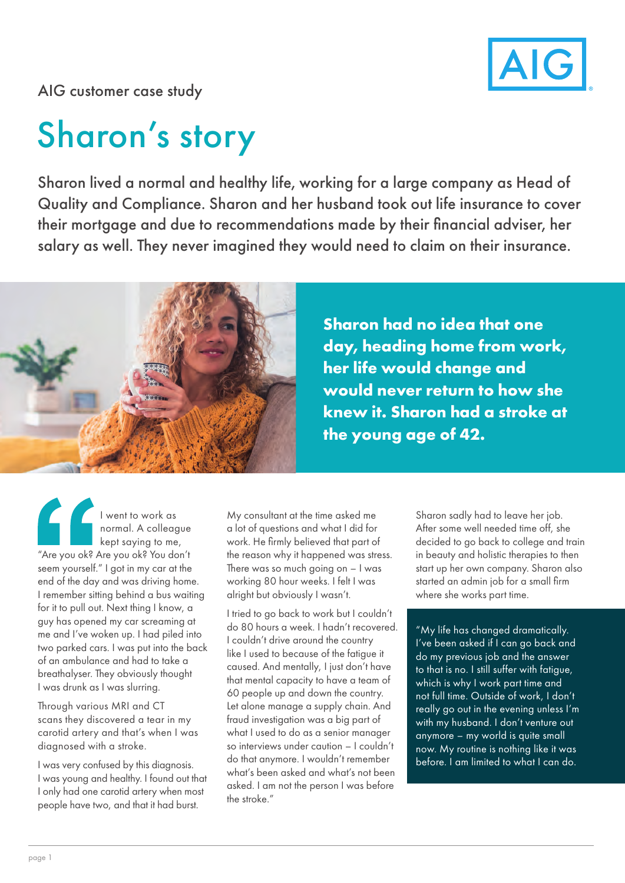AIG customer case study

# Sharon's story

Sharon lived a normal and healthy life, working for a large company as Head of Quality and Compliance. Sharon and her husband took out life insurance to cover their mortgage and due to recommendations made by their financial adviser, her salary as well. They never imagined they would need to claim on their insurance.

**Sharon had no idea that one day, heading home from work, her life would change and would never return to how she knew it. Sharon had a stroke at the young age of 42.**

"I went to work as normal. A colleague kept saying to me, "Are you ok? Are you ok? You don't seem yourself." I got in my car at the end of the day and was driving home. I remember sitting behind a bus waiting for it to pull out. Next thing I know, a guy has opened my car screaming at me and I've woken up. I had piled into two parked cars. I was put into the back of an ambulance and had to take a breathalyser. They obviously thought I was drunk as I was slurring.

Through various MRI and CT scans they discovered a tear in my carotid artery and that's when I was diagnosed with a stroke.

I was very confused by this diagnosis. I was young and healthy. I found out that I only had one carotid artery when most people have two, and that it had burst.

My consultant at the time asked me a lot of questions and what I did for work. He firmly believed that part of the reason why it happened was stress. There was so much going on – I was working 80 hour weeks. I felt I was alright but obviously I wasn't.

I tried to go back to work but I couldn't do 80 hours a week. I hadn't recovered. I couldn't drive around the country like I used to because of the fatigue it caused. And mentally, I just don't have that mental capacity to have a team of 60 people up and down the country. Let alone manage a supply chain. And fraud investigation was a big part of what I used to do as a senior manager so interviews under caution – I couldn't do that anymore. I wouldn't remember what's been asked and what's not been asked. I am not the person I was before the stroke."

Sharon sadly had to leave her job. After some well needed time off, she decided to go back to college and train in beauty and holistic therapies to then start up her own company. Sharon also started an admin job for a small firm where she works part time.

"My life has changed dramatically. I've been asked if I can go back and do my previous job and the answer to that is no. I still suffer with fatigue, which is why I work part time and not full time. Outside of work, I don't really go out in the evening unless I'm with my husband. I don't venture out anymore – my world is quite small now. My routine is nothing like it was before. I am limited to what I can do.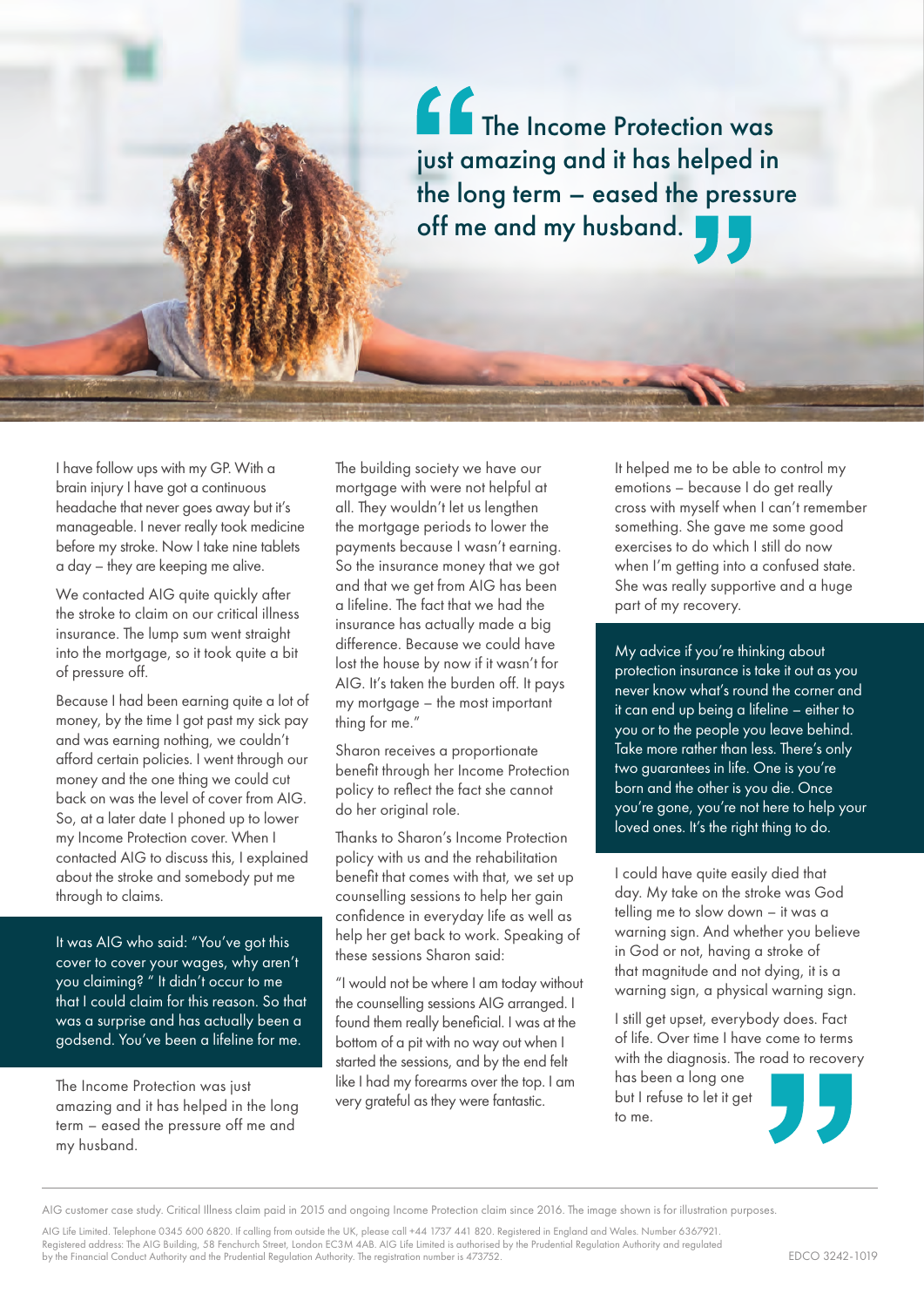> The Income Protection was just amazing and it has helped in the long term – eased the pressure off me and my husband.

I have follow ups with my GP. With a brain injury I have got a continuous headache that never goes away but it's manageable. I never really took medicine before my stroke. Now I take nine tablets a day – they are keeping me alive.

We contacted AIG quite quickly after the stroke to claim on our critical illness insurance. The lump sum went straight into the mortgage, so it took quite a bit of pressure off.

Because I had been earning quite a lot of money, by the time I got past my sick pay and was earning nothing, we couldn't afford certain policies. I went through our money and the one thing we could cut back on was the level of cover from AIG. So, at a later date I phoned up to lower my Income Protection cover. When I contacted AIG to discuss this, I explained about the stroke and somebody put me through to claims.

It was AIG who said: "You've got this cover to cover your wages, why aren't you claiming? " It didn't occur to me that I could claim for this reason. So that was a surprise and has actually been a godsend. You've been a lifeline for me.

The Income Protection was just amazing and it has helped in the long term – eased the pressure off me and my husband.

The building society we have our mortgage with were not helpful at all. They wouldn't let us lengthen the mortgage periods to lower the payments because I wasn't earning. So the insurance money that we got and that we get from AIG has been a lifeline. The fact that we had the insurance has actually made a big difference. Because we could have lost the house by now if it wasn't for AIG. It's taken the burden off. It pays my mortgage – the most important thing for me."

Sharon receives a proportionate benefit through her Income Protection policy to reflect the fact she cannot do her original role.

Thanks to Sharon's Income Protection policy with us and the rehabilitation benefit that comes with that, we set up counselling sessions to help her gain confidence in everyday life as well as help her get back to work. Speaking of these sessions Sharon said:

"I would not be where I am today without the counselling sessions AIG arranged. I found them really beneficial. I was at the bottom of a pit with no way out when I started the sessions, and by the end felt like I had my forearms over the top. I am very grateful as they were fantastic.

It helped me to be able to control my emotions – because I do get really cross with myself when I can't remember something. She gave me some good exercises to do which I still do now when I'm getting into a confused state. She was really supportive and a huge part of my recovery.

My advice if you're thinking about protection insurance is take it out as you never know what's round the corner and it can end up being a lifeline – either to you or to the people you leave behind. Take more rather than less. There's only two guarantees in life. One is you're born and the other is you die. Once you're gone, you're not here to help your loved ones. It's the right thing to do.

I could have quite easily died that day. My take on the stroke was God telling me to slow down – it was a warning sign. And whether you believe in God or not, having a stroke of that magnitude and not dying, it is a warning sign, a physical warning sign.

I still get upset, everybody does. Fact of life. Over time I have come to terms with the diagnosis. The road to recovery has been a long one but I refuse to let it get to me.

AIG customer case study. Critical Illness claim paid in 2015 and ongoing Income Protection claim since 2016. The image shown is for illustration purposes.

AIG Life Limited. Telephone 0345 600 6820. If calling from outside the UK, please call +44 1737 441 820. Registered in England and Wales. Number 6367921. Registered address: The AIG Building, 58 Fenchurch Street, London EC3M 4AB. AIG Life Limited is authorised by the Prudential Regulation Authority and regulated by the Financial Conduct Authority and the Prudential Regulation Authority. The registration number is 473752.

EDCO 3242-1019